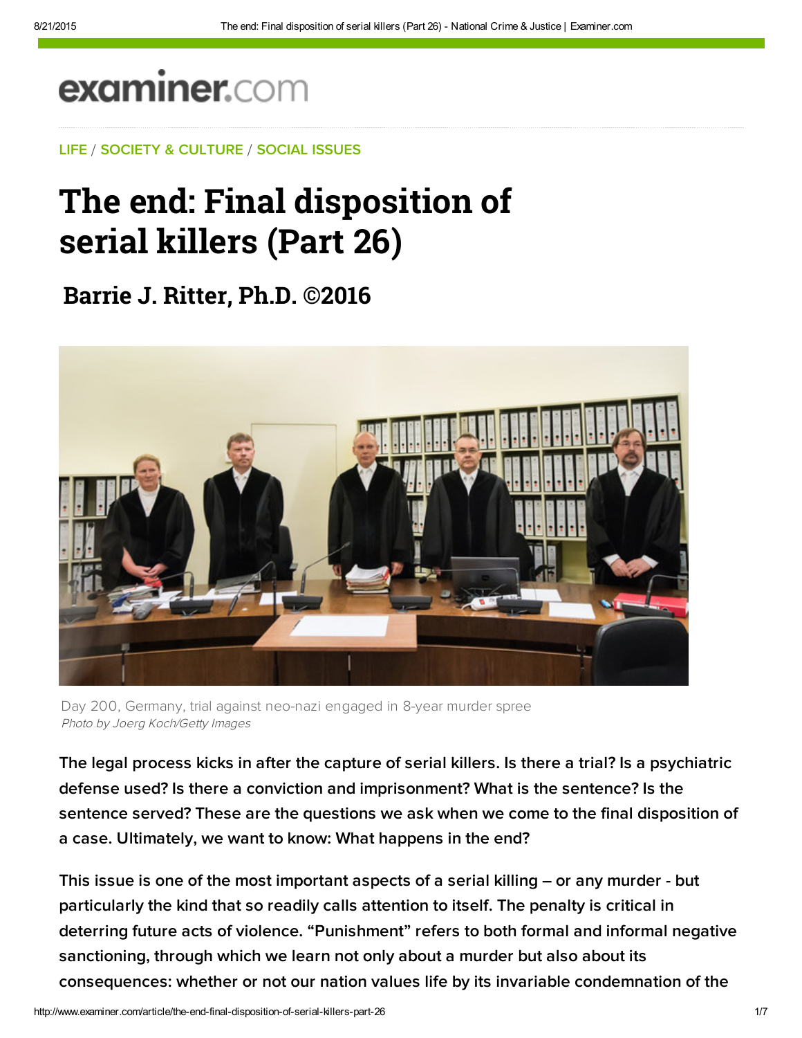examiner.com

LIFE / SOCIETY & CULTURE / SOCIAL ISSUES

# The end: Final disposition of serial killers (Part 26)

## Barrie J. Ritter, Ph.D. ©2016

Day 200, Germany, trial against neo-nazi engaged in 8-year murder spree
*Photo by Joerg Koch/Getty Images*

The legal process kicks in after the capture of serial killers. Is there a trial? Is a psychiatric defense used? Is there a conviction and imprisonment? What is the sentence? Is the sentence served? These are the questions we ask when we come to the final disposition of a case. Ultimately, we want to know: What happens in the end?

This issue is one of the most important aspects of a serial killing – or any murder - but particularly the kind that so readily calls attention to itself. The penalty is critical in deterring future acts of violence. "Punishment" refers to both formal and informal negative sanctioning, through which we learn not only about a murder but also about its consequences: whether or not our nation values life by its invariable condemnation of the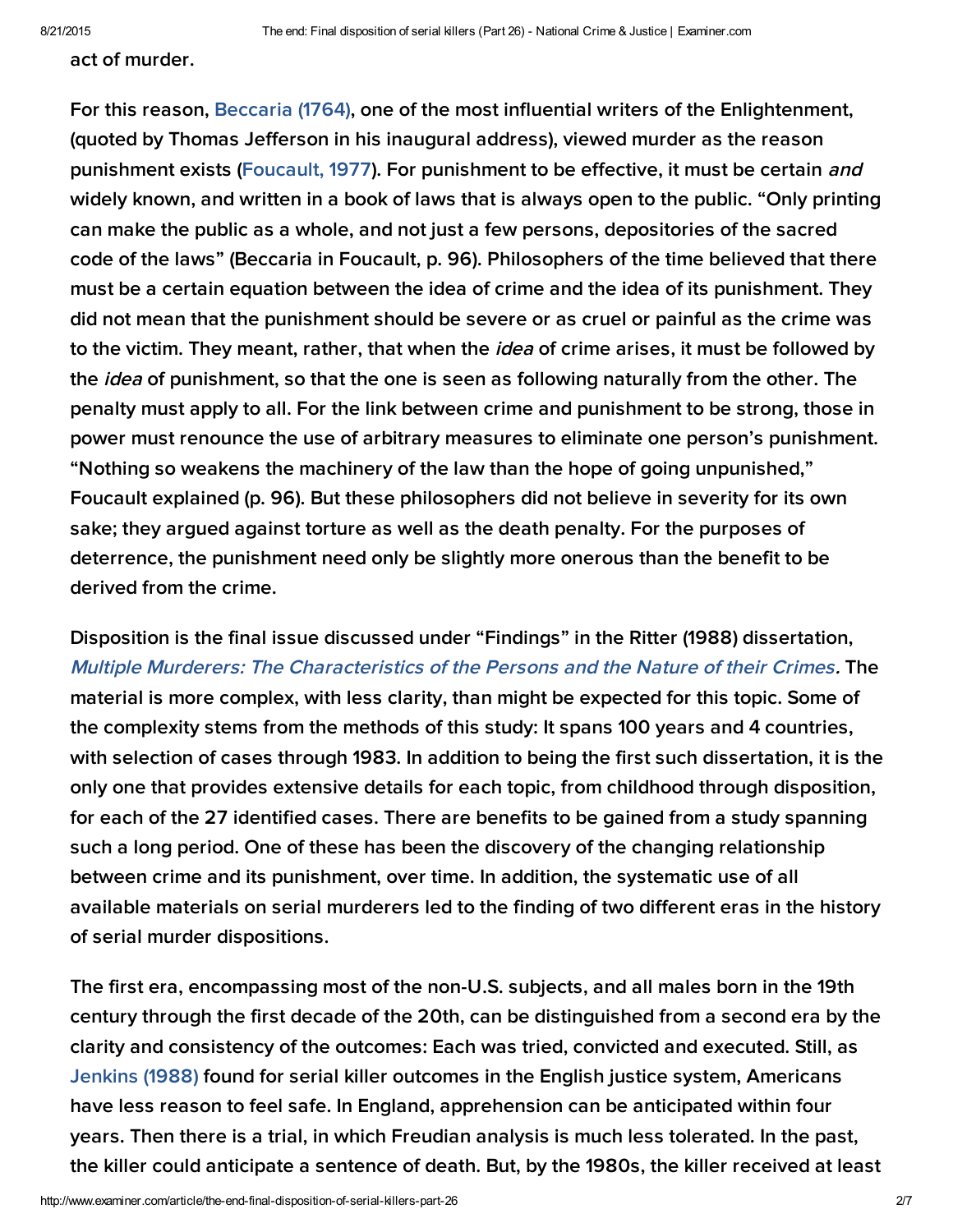act of murder.

For this reason, Beccaria (1764), one of the most influential writers of the Enlightenment, (quoted by Thomas Jefferson in his inaugural address), viewed murder as the reason punishment exists (Foucault, 1977). For punishment to be effective, it must be certain *and* widely known, and written in a book of laws that is always open to the public. "Only printing can make the public as a whole, and not just a few persons, depositories of the sacred code of the laws" (Beccaria in Foucault, p. 96). Philosophers of the time believed that there must be a certain equation between the idea of crime and the idea of its punishment. They did not mean that the punishment should be severe or as cruel or painful as the crime was to the victim. They meant, rather, that when the *idea* of crime arises, it must be followed by the *idea* of punishment, so that the one is seen as following naturally from the other. The penalty must apply to all. For the link between crime and punishment to be strong, those in power must renounce the use of arbitrary measures to eliminate one person's punishment. "Nothing so weakens the machinery of the law than the hope of going unpunished," Foucault explained (p. 96). But these philosophers did not believe in severity for its own sake; they argued against torture as well as the death penalty. For the purposes of deterrence, the punishment need only be slightly more onerous than the benefit to be derived from the crime.

Disposition is the final issue discussed under "Findings" in the Ritter (1988) dissertation, *Multiple Murderers: The Characteristics of the Persons and the Nature of their Crimes*. The material is more complex, with less clarity, than might be expected for this topic. Some of the complexity stems from the methods of this study: It spans 100 years and 4 countries, with selection of cases through 1983. In addition to being the first such dissertation, it is the only one that provides extensive details for each topic, from childhood through disposition, for each of the 27 identified cases. There are benefits to be gained from a study spanning such a long period. One of these has been the discovery of the changing relationship between crime and its punishment, over time. In addition, the systematic use of all available materials on serial murderers led to the finding of two different eras in the history of serial murder dispositions.

The first era, encompassing most of the non-U.S. subjects, and all males born in the 19th century through the first decade of the 20th, can be distinguished from a second era by the clarity and consistency of the outcomes: Each was tried, convicted and executed. Still, as Jenkins (1988) found for serial killer outcomes in the English justice system, Americans have less reason to feel safe. In England, apprehension can be anticipated within four years. Then there is a trial, in which Freudian analysis is much less tolerated. In the past, the killer could anticipate a sentence of death. But, by the 1980s, the killer received at least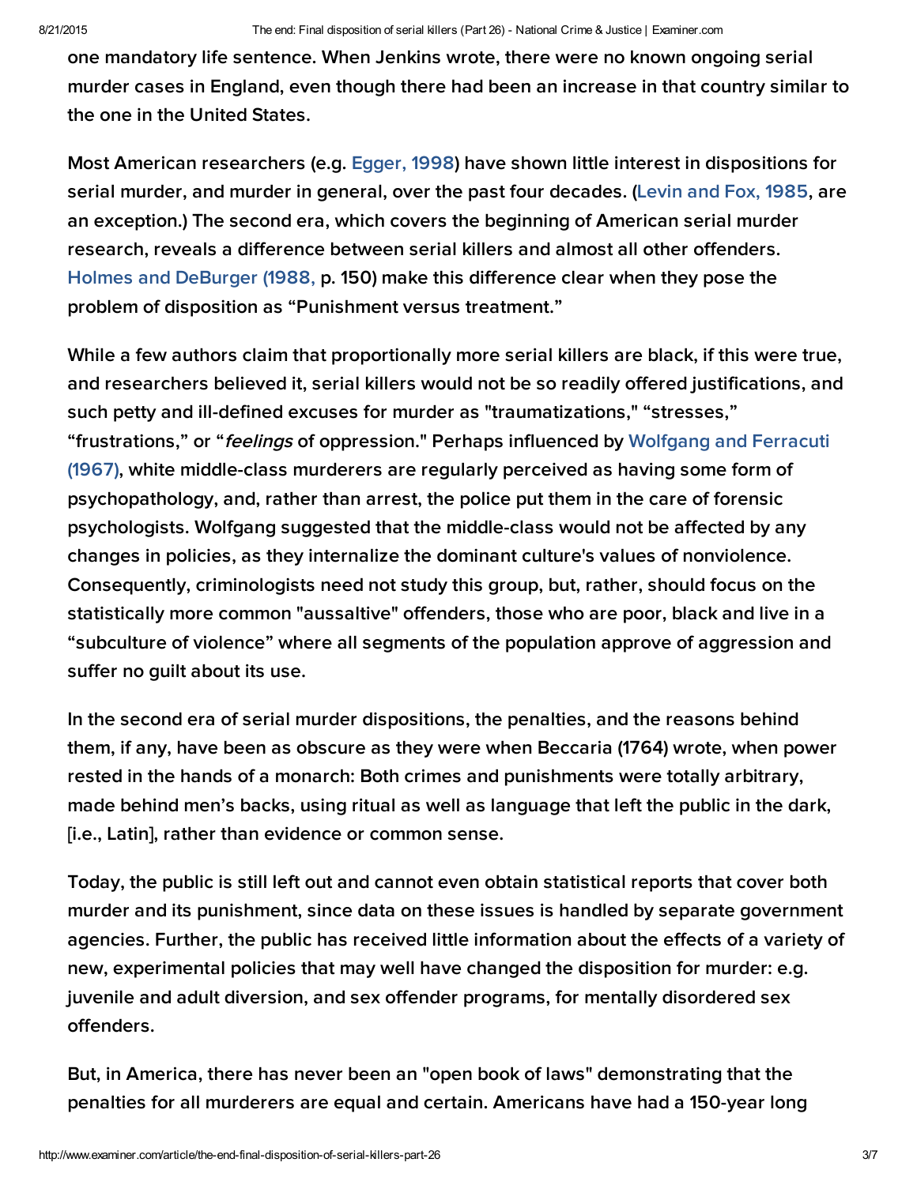one mandatory life sentence. When Jenkins wrote, there were no known ongoing serial murder cases in England, even though there had been an increase in that country similar to the one in the United States.

Most American researchers (e.g. Egger, 1998) have shown little interest in dispositions for serial murder, and murder in general, over the past four decades. (Levin and Fox, 1985, are an exception.) The second era, which covers the beginning of American serial murder research, reveals a difference between serial killers and almost all other offenders. Holmes and DeBurger (1988, p. 150) make this difference clear when they pose the problem of disposition as "Punishment versus treatment."

While a few authors claim that proportionally more serial killers are black, if this were true, and researchers believed it, serial killers would not be so readily offered justifications, and such petty and ill-defined excuses for murder as "traumatizations," "stresses," "frustrations," or "*feelings* of oppression." Perhaps influenced by Wolfgang and Ferracuti (1967), white middle-class murderers are regularly perceived as having some form of psychopathology, and, rather than arrest, the police put them in the care of forensic psychologists. Wolfgang suggested that the middle-class would not be affected by any changes in policies, as they internalize the dominant culture's values of nonviolence. Consequently, criminologists need not study this group, but, rather, should focus on the statistically more common "aussaltive" offenders, those who are poor, black and live in a "subculture of violence" where all segments of the population approve of aggression and suffer no guilt about its use.

In the second era of serial murder dispositions, the penalties, and the reasons behind them, if any, have been as obscure as they were when Beccaria (1764) wrote, when power rested in the hands of a monarch: Both crimes and punishments were totally arbitrary, made behind men's backs, using ritual as well as language that left the public in the dark, [i.e., Latin], rather than evidence or common sense.

Today, the public is still left out and cannot even obtain statistical reports that cover both murder and its punishment, since data on these issues is handled by separate government agencies. Further, the public has received little information about the effects of a variety of new, experimental policies that may well have changed the disposition for murder: e.g. juvenile and adult diversion, and sex offender programs, for mentally disordered sex offenders.

But, in America, there has never been an "open book of laws" demonstrating that the penalties for all murderers are equal and certain. Americans have had a 150-year long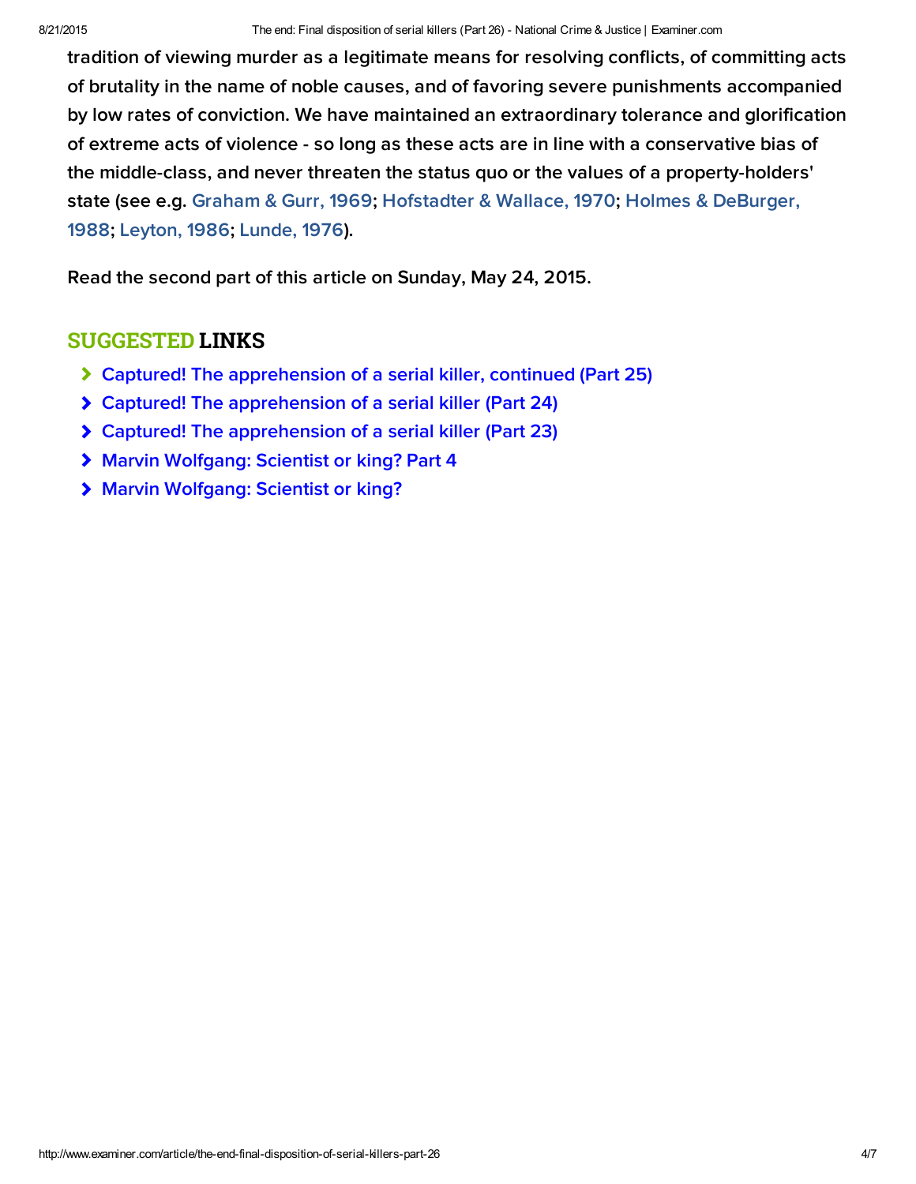tradition of viewing murder as a legitimate means for resolving conflicts, of committing acts of brutality in the name of noble causes, and of favoring severe punishments accompanied by low rates of conviction. We have maintained an extraordinary tolerance and glorification of extreme acts of violence - so long as these acts are in line with a conservative bias of the middle-class, and never threaten the status quo or the values of a property-holders' state (see e.g. Graham & Gurr, 1969; Hofstadter & Wallace, 1970; Holmes & DeBurger, 1988; Leyton, 1986; Lunde, 1976).

Read the second part of this article on Sunday, May 24, 2015.

## SUGGESTED LINKS

- Captured! The apprehension of a serial killer, continued (Part 25)
- Captured! The apprehension of a serial killer (Part 24)
- Captured! The apprehension of a serial killer (Part 23)
- Marvin Wolfgang: Scientist or king? Part 4
- Marvin Wolfgang: Scientist or king?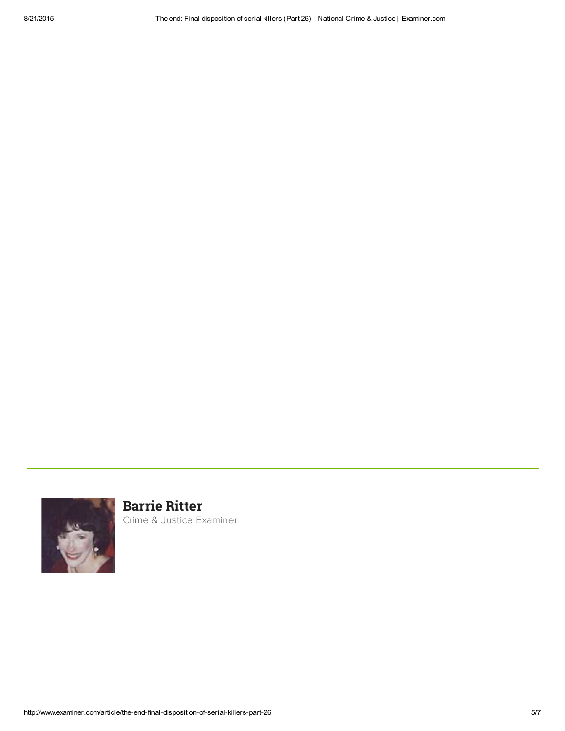**Barrie Ritter**
Crime & Justice Examiner